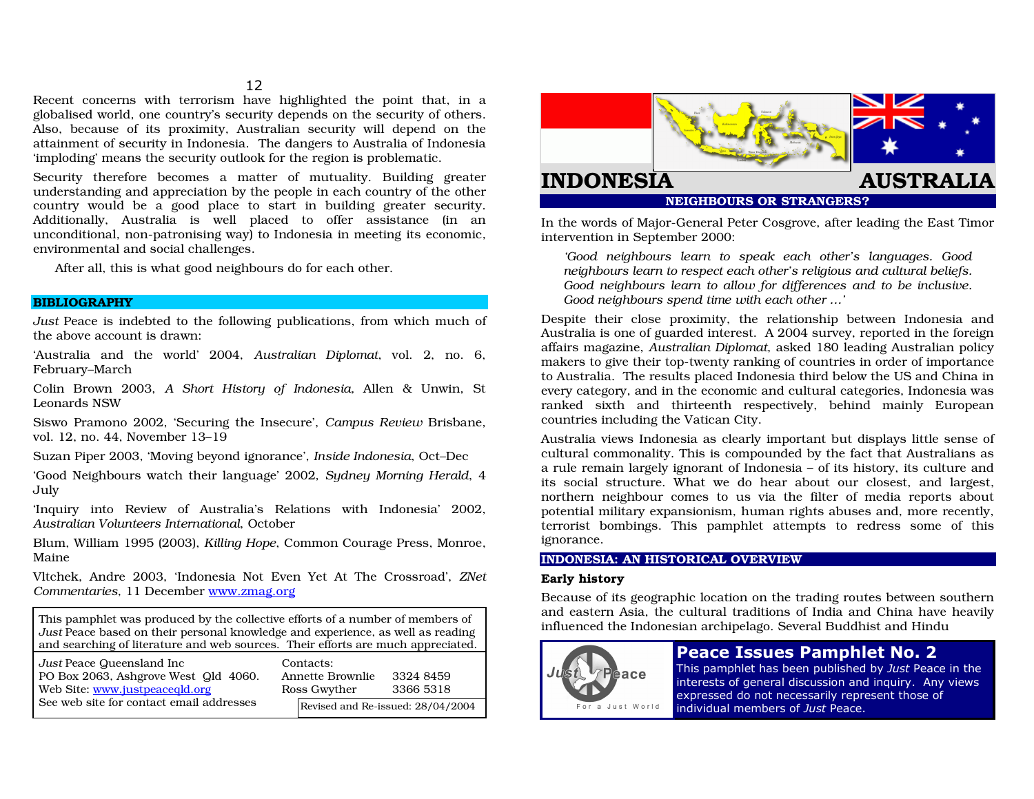Recent concerns with terrorism have highlighted the point that, in a globalised world, one country's security depends on the security of others. Also, because of its proximity, Australian security will depend on the attainment of security in Indonesia. The dangers to Australia of Indonesia 'imploding' means the security outlook for the region is problematic.

Security therefore becomes a matter of mutuality. Building greater understanding and appreciation by the people in each country of the other country would be a good place to start in building greater security. Additionally, Australia is well placed to offer assistance (in an unconditional, non-patronising way) to Indonesia in meeting its economic, environmental and social challenges.

After all, this is what good neighbours do for each other.

## BIBLIOGRAPHY

*Just* Peace is indebted to the following publications, from which much of the above account is drawn:

'Australia and the world' 2004, *Australian Diplomat*, vol. 2, no. 6, February–March

Colin Brown 2003, *A Short History of Indonesia,* Allen & Unwin, St Leonards NSW

Siswo Pramono 2002, 'Securing the Insecure', *Campus Review* Brisbane, vol. 12, no. 44, November 13–19

Suzan Piper 2003, 'Moving beyond ignorance', *Inside Indonesia*, Oct–Dec

'Good Neighbours watch their language' 2002, *Sydney Morning Herald*, 4 July

'Inquiry into Review of Australia's Relations with Indonesia' 2002, *Australian Volunteers International*, October

Blum, William 1995 (2003), *Killing Hope*, Common Courage Press, Monroe, Maine

Vltchek, Andre 2003, 'Indonesia Not Even Yet At The Crossroad', *ZNet Commentaries*, 11 December www.zmag.org

This pamphlet was produced by the collective efforts of a number of members of *Just* Peace based on their personal knowledge and experience, as well as reading and searching of literature and web sources. Their efforts are much appreciated.

*Just* Peace Queensland Inc
PO Box 2063, Ashgrove West Qld 4060.
Web Site: www.justpeaceqld.org
See web site for contact email addresses

Contacts:
Annette Brownlie 3324 8459
Ross Gwyther 3366 5318

Revised and Re-issued: 28/04/2004

# INDONESIA AUSTRALIA

## NEIGHBOURS OR STRANGERS?

In the words of Major-General Peter Cosgrove, after leading the East Timor intervention in September 2000:

> *'Good neighbours learn to speak each other's languages. Good neighbours learn to respect each other's religious and cultural beliefs. Good neighbours learn to allow for differences and to be inclusive. Good neighbours spend time with each other ...'*

Despite their close proximity, the relationship between Indonesia and Australia is one of guarded interest. A 2004 survey, reported in the foreign affairs magazine, *Australian Diplomat*, asked 180 leading Australian policy makers to give their top-twenty ranking of countries in order of importance to Australia. The results placed Indonesia third below the US and China in every category, and in the economic and cultural categories, Indonesia was ranked sixth and thirteenth respectively, behind mainly European countries including the Vatican City.

Australia views Indonesia as clearly important but displays little sense of cultural commonality. This is compounded by the fact that Australians as a rule remain largely ignorant of Indonesia – of its history, its culture and its social structure. What we do hear about our closest, and largest, northern neighbour comes to us via the filter of media reports about potential military expansionism, human rights abuses and, more recently, terrorist bombings. This pamphlet attempts to redress some of this ignorance.

## INDONESIA: AN HISTORICAL OVERVIEW

### Early history

Because of its geographic location on the trading routes between southern and eastern Asia, the cultural traditions of India and China have heavily influenced the Indonesian archipelago. Several Buddhist and Hindu

**Peace Issues Pamphlet No. 2**

This pamphlet has been published by *Just* Peace in the interests of general discussion and inquiry. Any views expressed do not necessarily represent those of individual members of *Just* Peace.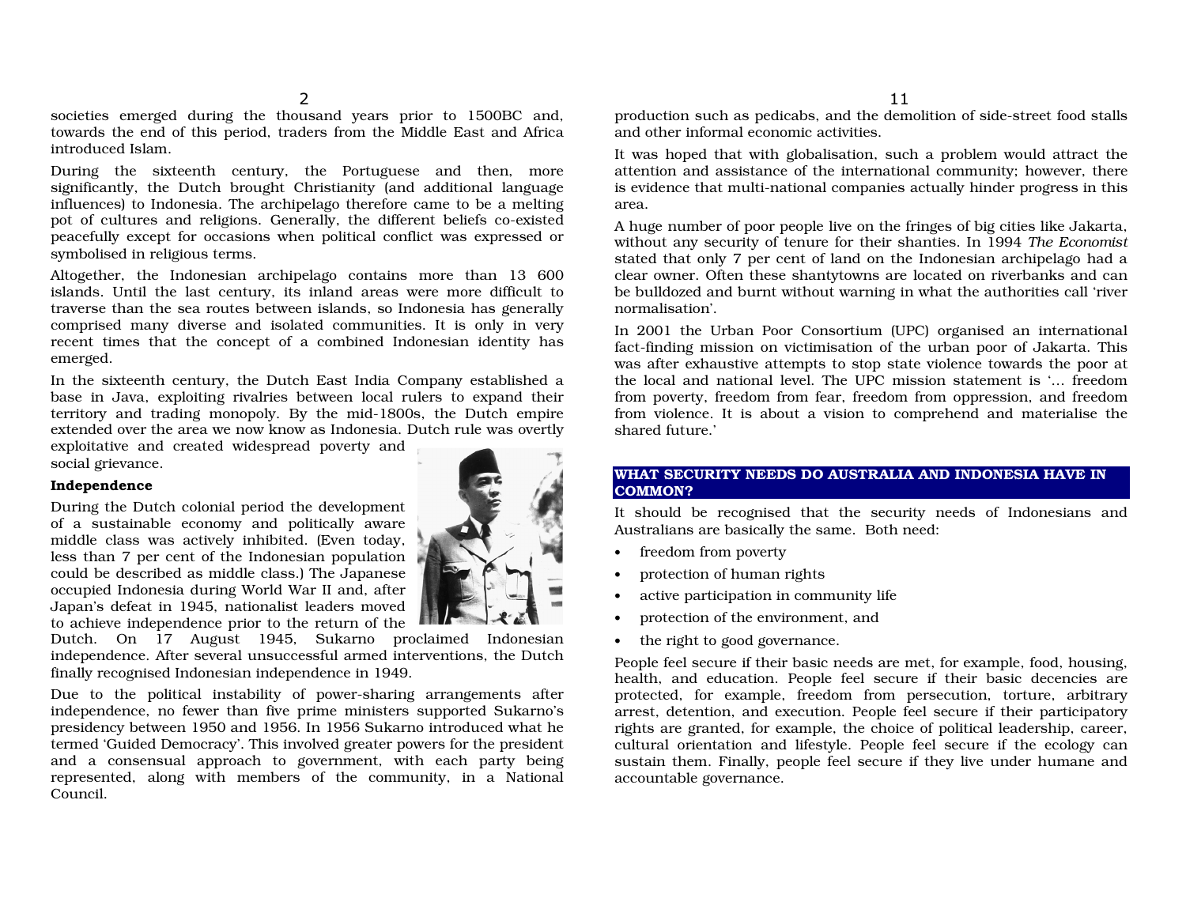societies emerged during the thousand years prior to 1500BC and, towards the end of this period, traders from the Middle East and Africa introduced Islam.

During the sixteenth century, the Portuguese and then, more significantly, the Dutch brought Christianity (and additional language influences) to Indonesia. The archipelago therefore came to be a melting pot of cultures and religions. Generally, the different beliefs co-existed peacefully except for occasions when political conflict was expressed or symbolised in religious terms.

Altogether, the Indonesian archipelago contains more than 13 600 islands. Until the last century, its inland areas were more difficult to traverse than the sea routes between islands, so Indonesia has generally comprised many diverse and isolated communities. It is only in very recent times that the concept of a combined Indonesian identity has emerged.

In the sixteenth century, the Dutch East India Company established a base in Java, exploiting rivalries between local rulers to expand their territory and trading monopoly. By the mid-1800s, the Dutch empire extended over the area we now know as Indonesia. Dutch rule was overtly exploitative and created widespread poverty and social grievance.

**Independence**

During the Dutch colonial period the development of a sustainable economy and politically aware middle class was actively inhibited. (Even today, less than 7 per cent of the Indonesian population could be described as middle class.) The Japanese occupied Indonesia during World War II and, after Japan's defeat in 1945, nationalist leaders moved to achieve independence prior to the return of the Dutch. On 17 August 1945, Sukarno proclaimed Indonesian independence. After several unsuccessful armed interventions, the Dutch finally recognised Indonesian independence in 1949.

Due to the political instability of power-sharing arrangements after independence, no fewer than five prime ministers supported Sukarno's presidency between 1950 and 1956. In 1956 Sukarno introduced what he termed 'Guided Democracy'. This involved greater powers for the president and a consensual approach to government, with each party being represented, along with members of the community, in a National Council.

production such as pedicabs, and the demolition of side-street food stalls and other informal economic activities.

It was hoped that with globalisation, such a problem would attract the attention and assistance of the international community; however, there is evidence that multi-national companies actually hinder progress in this area.

A huge number of poor people live on the fringes of big cities like Jakarta, without any security of tenure for their shanties. In 1994 *The Economist* stated that only 7 per cent of land on the Indonesian archipelago had a clear owner. Often these shantytowns are located on riverbanks and can be bulldozed and burnt without warning in what the authorities call 'river normalisation'.

In 2001 the Urban Poor Consortium (UPC) organised an international fact-finding mission on victimisation of the urban poor of Jakarta. This was after exhaustive attempts to stop state violence towards the poor at the local and national level. The UPC mission statement is '... freedom from poverty, freedom from fear, freedom from oppression, and freedom from violence. It is about a vision to comprehend and materialise the shared future.'

## WHAT SECURITY NEEDS DO AUSTRALIA AND INDONESIA HAVE IN COMMON?

It should be recognised that the security needs of Indonesians and Australians are basically the same. Both need:

- freedom from poverty
- protection of human rights
- active participation in community life
- protection of the environment, and
- the right to good governance.

People feel secure if their basic needs are met, for example, food, housing, health, and education. People feel secure if their basic decencies are protected, for example, freedom from persecution, torture, arbitrary arrest, detention, and execution. People feel secure if their participatory rights are granted, for example, the choice of political leadership, career, cultural orientation and lifestyle. People feel secure if the ecology can sustain them. Finally, people feel secure if they live under humane and accountable governance.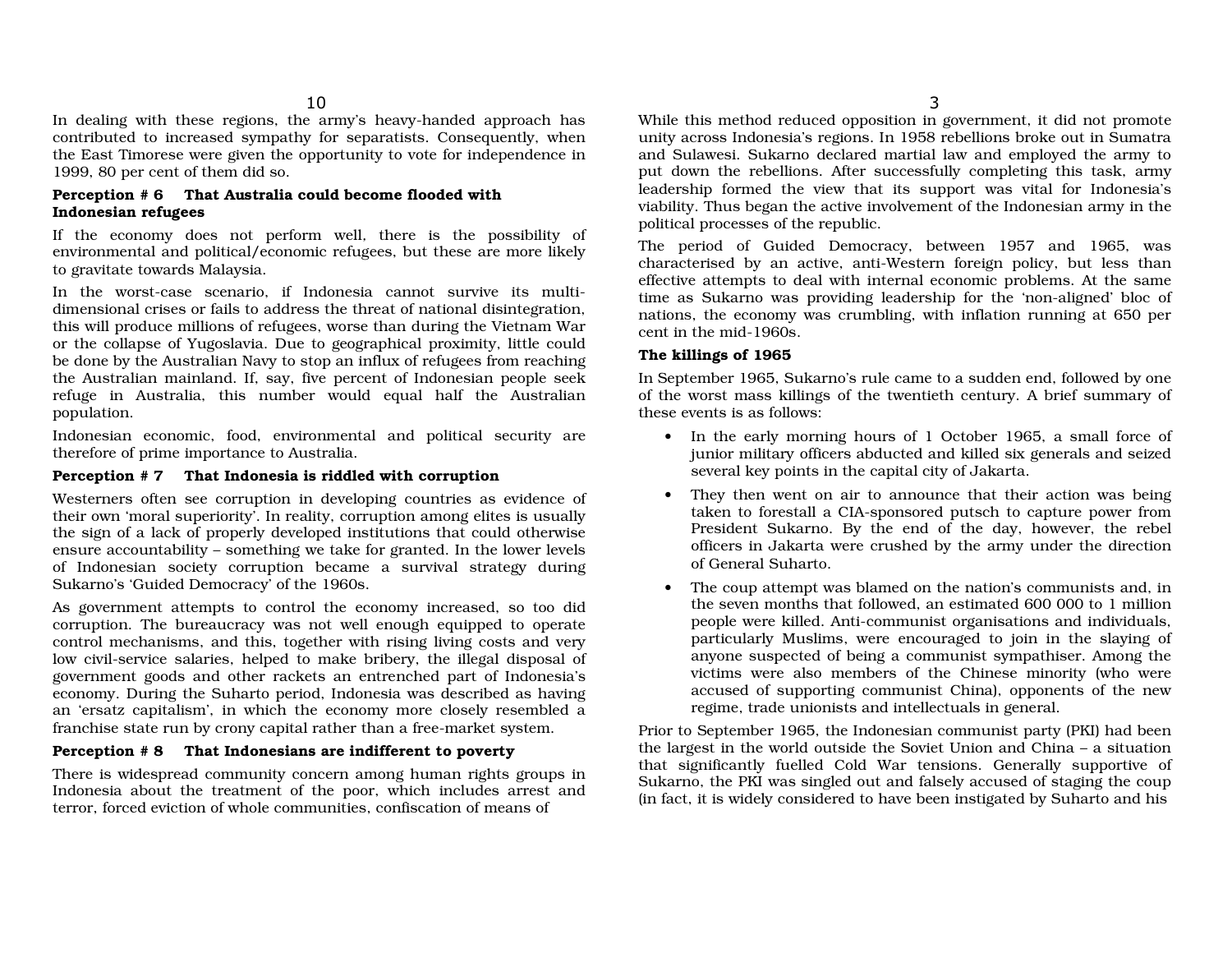In dealing with these regions, the army's heavy-handed approach has contributed to increased sympathy for separatists. Consequently, when the East Timorese were given the opportunity to vote for independence in 1999, 80 per cent of them did so.

**Perception # 6 That Australia could become flooded with Indonesian refugees**

If the economy does not perform well, there is the possibility of environmental and political/economic refugees, but these are more likely to gravitate towards Malaysia.

In the worst-case scenario, if Indonesia cannot survive its multi-dimensional crises or fails to address the threat of national disintegration, this will produce millions of refugees, worse than during the Vietnam War or the collapse of Yugoslavia. Due to geographical proximity, little could be done by the Australian Navy to stop an influx of refugees from reaching the Australian mainland. If, say, five percent of Indonesian people seek refuge in Australia, this number would equal half the Australian population.

Indonesian economic, food, environmental and political security are therefore of prime importance to Australia.

**Perception # 7 That Indonesia is riddled with corruption**

Westerners often see corruption in developing countries as evidence of their own 'moral superiority'. In reality, corruption among elites is usually the sign of a lack of properly developed institutions that could otherwise ensure accountability – something we take for granted. In the lower levels of Indonesian society corruption became a survival strategy during Sukarno's 'Guided Democracy' of the 1960s.

As government attempts to control the economy increased, so too did corruption. The bureaucracy was not well enough equipped to operate control mechanisms, and this, together with rising living costs and very low civil-service salaries, helped to make bribery, the illegal disposal of government goods and other rackets an entrenched part of Indonesia's economy. During the Suharto period, Indonesia was described as having an 'ersatz capitalism', in which the economy more closely resembled a franchise state run by crony capital rather than a free-market system.

**Perception # 8 That Indonesians are indifferent to poverty**

There is widespread community concern among human rights groups in Indonesia about the treatment of the poor, which includes arrest and terror, forced eviction of whole communities, confiscation of means of

While this method reduced opposition in government, it did not promote unity across Indonesia's regions. In 1958 rebellions broke out in Sumatra and Sulawesi. Sukarno declared martial law and employed the army to put down the rebellions. After successfully completing this task, army leadership formed the view that its support was vital for Indonesia's viability. Thus began the active involvement of the Indonesian army in the political processes of the republic.

The period of Guided Democracy, between 1957 and 1965, was characterised by an active, anti-Western foreign policy, but less than effective attempts to deal with internal economic problems. At the same time as Sukarno was providing leadership for the 'non-aligned' bloc of nations, the economy was crumbling, with inflation running at 650 per cent in the mid-1960s.

**The killings of 1965**

In September 1965, Sukarno's rule came to a sudden end, followed by one of the worst mass killings of the twentieth century. A brief summary of these events is as follows:

- In the early morning hours of 1 October 1965, a small force of junior military officers abducted and killed six generals and seized several key points in the capital city of Jakarta.
- They then went on air to announce that their action was being taken to forestall a CIA-sponsored putsch to capture power from President Sukarno. By the end of the day, however, the rebel officers in Jakarta were crushed by the army under the direction of General Suharto.
- The coup attempt was blamed on the nation's communists and, in the seven months that followed, an estimated 600 000 to 1 million people were killed. Anti-communist organisations and individuals, particularly Muslims, were encouraged to join in the slaying of anyone suspected of being a communist sympathiser. Among the victims were also members of the Chinese minority (who were accused of supporting communist China), opponents of the new regime, trade unionists and intellectuals in general.

Prior to September 1965, the Indonesian communist party (PKI) had been the largest in the world outside the Soviet Union and China – a situation that significantly fuelled Cold War tensions. Generally supportive of Sukarno, the PKI was singled out and falsely accused of staging the coup (in fact, it is widely considered to have been instigated by Suharto and his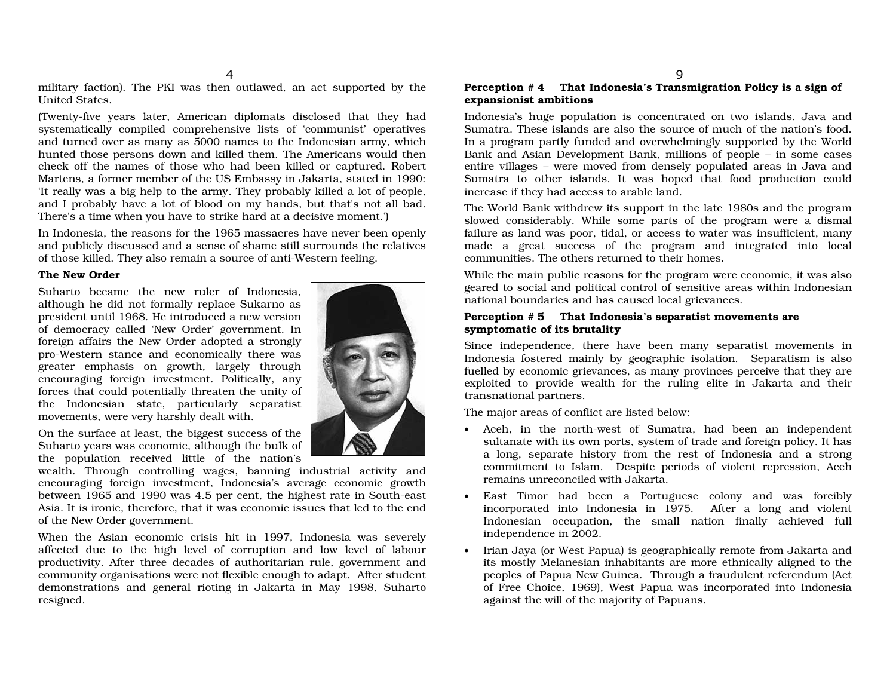military faction). The PKI was then outlawed, an act supported by the United States.

(Twenty-five years later, American diplomats disclosed that they had systematically compiled comprehensive lists of 'communist' operatives and turned over as many as 5000 names to the Indonesian army, which hunted those persons down and killed them. The Americans would then check off the names of those who had been killed or captured. Robert Martens, a former member of the US Embassy in Jakarta, stated in 1990: 'It really was a big help to the army. They probably killed a lot of people, and I probably have a lot of blood on my hands, but that's not all bad. There's a time when you have to strike hard at a decisive moment.')

In Indonesia, the reasons for the 1965 massacres have never been openly and publicly discussed and a sense of shame still surrounds the relatives of those killed. They also remain a source of anti-Western feeling.

**The New Order**

Suharto became the new ruler of Indonesia, although he did not formally replace Sukarno as president until 1968. He introduced a new version of democracy called 'New Order' government. In foreign affairs the New Order adopted a strongly pro-Western stance and economically there was greater emphasis on growth, largely through encouraging foreign investment. Politically, any forces that could potentially threaten the unity of the Indonesian state, particularly separatist movements, were very harshly dealt with.

On the surface at least, the biggest success of the Suharto years was economic, although the bulk of the population received little of the nation's wealth. Through controlling wages, banning industrial activity and encouraging foreign investment, Indonesia's average economic growth between 1965 and 1990 was 4.5 per cent, the highest rate in South-east Asia. It is ironic, therefore, that it was economic issues that led to the end of the New Order government.

When the Asian economic crisis hit in 1997, Indonesia was severely affected due to the high level of corruption and low level of labour productivity. After three decades of authoritarian rule, government and community organisations were not flexible enough to adapt. After student demonstrations and general rioting in Jakarta in May 1998, Suharto resigned.

**Perception # 4 That Indonesia's Transmigration Policy is a sign of expansionist ambitions**

Indonesia's huge population is concentrated on two islands, Java and Sumatra. These islands are also the source of much of the nation's food. In a program partly funded and overwhelmingly supported by the World Bank and Asian Development Bank, millions of people – in some cases entire villages – were moved from densely populated areas in Java and Sumatra to other islands. It was hoped that food production could increase if they had access to arable land.

The World Bank withdrew its support in the late 1980s and the program slowed considerably. While some parts of the program were a dismal failure as land was poor, tidal, or access to water was insufficient, many made a great success of the program and integrated into local communities. The others returned to their homes.

While the main public reasons for the program were economic, it was also geared to social and political control of sensitive areas within Indonesian national boundaries and has caused local grievances.

**Perception # 5 That Indonesia's separatist movements are symptomatic of its brutality**

Since independence, there have been many separatist movements in Indonesia fostered mainly by geographic isolation. Separatism is also fuelled by economic grievances, as many provinces perceive that they are exploited to provide wealth for the ruling elite in Jakarta and their transnational partners.

The major areas of conflict are listed below:

- Aceh, in the north-west of Sumatra, had been an independent sultanate with its own ports, system of trade and foreign policy. It has a long, separate history from the rest of Indonesia and a strong commitment to Islam. Despite periods of violent repression, Aceh remains unreconciled with Jakarta.
- East Timor had been a Portuguese colony and was forcibly incorporated into Indonesia in 1975. After a long and violent Indonesian occupation, the small nation finally achieved full independence in 2002.
- Irian Jaya (or West Papua) is geographically remote from Jakarta and its mostly Melanesian inhabitants are more ethnically aligned to the peoples of Papua New Guinea. Through a fraudulent referendum (Act of Free Choice, 1969), West Papua was incorporated into Indonesia against the will of the majority of Papuans.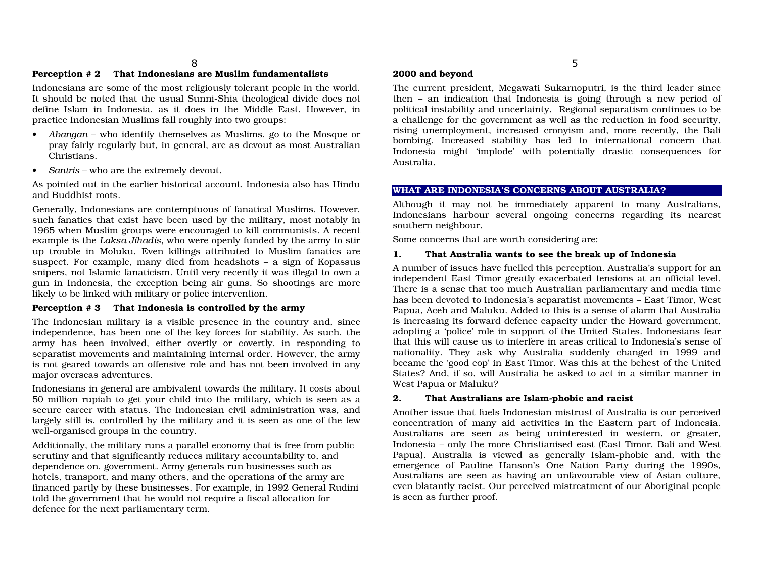**Perception # 2 That Indonesians are Muslim fundamentalists**

Indonesians are some of the most religiously tolerant people in the world. It should be noted that the usual Sunni-Shia theological divide does not define Islam in Indonesia, as it does in the Middle East. However, in practice Indonesian Muslims fall roughly into two groups:

- *Abangan* – who identify themselves as Muslims, go to the Mosque or pray fairly regularly but, in general, are as devout as most Australian Christians.
- *Santris* – who are the extremely devout.

As pointed out in the earlier historical account, Indonesia also has Hindu and Buddhist roots.

Generally, Indonesians are contemptuous of fanatical Muslims. However, such fanatics that exist have been used by the military, most notably in 1965 when Muslim groups were encouraged to kill communists. A recent example is the *Laksa Jihadis*, who were openly funded by the army to stir up trouble in Moluku. Even killings attributed to Muslim fanatics are suspect. For example, many died from headshots – a sign of Kopassus snipers, not Islamic fanaticism. Until very recently it was illegal to own a gun in Indonesia, the exception being air guns. So shootings are more likely to be linked with military or police intervention.

**Perception # 3 That Indonesia is controlled by the army**

The Indonesian military is a visible presence in the country and, since independence, has been one of the key forces for stability. As such, the army has been involved, either overtly or covertly, in responding to separatist movements and maintaining internal order. However, the army is not geared towards an offensive role and has not been involved in any major overseas adventures.

Indonesians in general are ambivalent towards the military. It costs about 50 million rupiah to get your child into the military, which is seen as a secure career with status. The Indonesian civil administration was, and largely still is, controlled by the military and it is seen as one of the few well-organised groups in the country.

Additionally, the military runs a parallel economy that is free from public scrutiny and that significantly reduces military accountability to, and dependence on, government. Army generals run businesses such as hotels, transport, and many others, and the operations of the army are financed partly by these businesses. For example, in 1992 General Rudini told the government that he would not require a fiscal allocation for defence for the next parliamentary term.

**2000 and beyond**

The current president, Megawati Sukarnoputri, is the third leader since then – an indication that Indonesia is going through a new period of political instability and uncertainty. Regional separatism continues to be a challenge for the government as well as the reduction in food security, rising unemployment, increased cronyism and, more recently, the Bali bombing. Increased stability has led to international concern that Indonesia might 'implode' with potentially drastic consequences for Australia.

## WHAT ARE INDONESIA'S CONCERNS ABOUT AUSTRALIA?

Although it may not be immediately apparent to many Australians, Indonesians harbour several ongoing concerns regarding its nearest southern neighbour.

Some concerns that are worth considering are:

**1. That Australia wants to see the break up of Indonesia**

A number of issues have fuelled this perception. Australia's support for an independent East Timor greatly exacerbated tensions at an official level. There is a sense that too much Australian parliamentary and media time has been devoted to Indonesia's separatist movements – East Timor, West Papua, Aceh and Maluku. Added to this is a sense of alarm that Australia is increasing its forward defence capacity under the Howard government, adopting a 'police' role in support of the United States. Indonesians fear that this will cause us to interfere in areas critical to Indonesia's sense of nationality. They ask why Australia suddenly changed in 1999 and became the 'good cop' in East Timor. Was this at the behest of the United States? And, if so, will Australia be asked to act in a similar manner in West Papua or Maluku?

**2. That Australians are Islam-phobic and racist**

Another issue that fuels Indonesian mistrust of Australia is our perceived concentration of many aid activities in the Eastern part of Indonesia. Australians are seen as being uninterested in western, or greater, Indonesia – only the more Christianised east (East Timor, Bali and West Papua). Australia is viewed as generally Islam-phobic and, with the emergence of Pauline Hanson's One Nation Party during the 1990s, Australians are seen as having an unfavourable view of Asian culture, even blatantly racist. Our perceived mistreatment of our Aboriginal people is seen as further proof.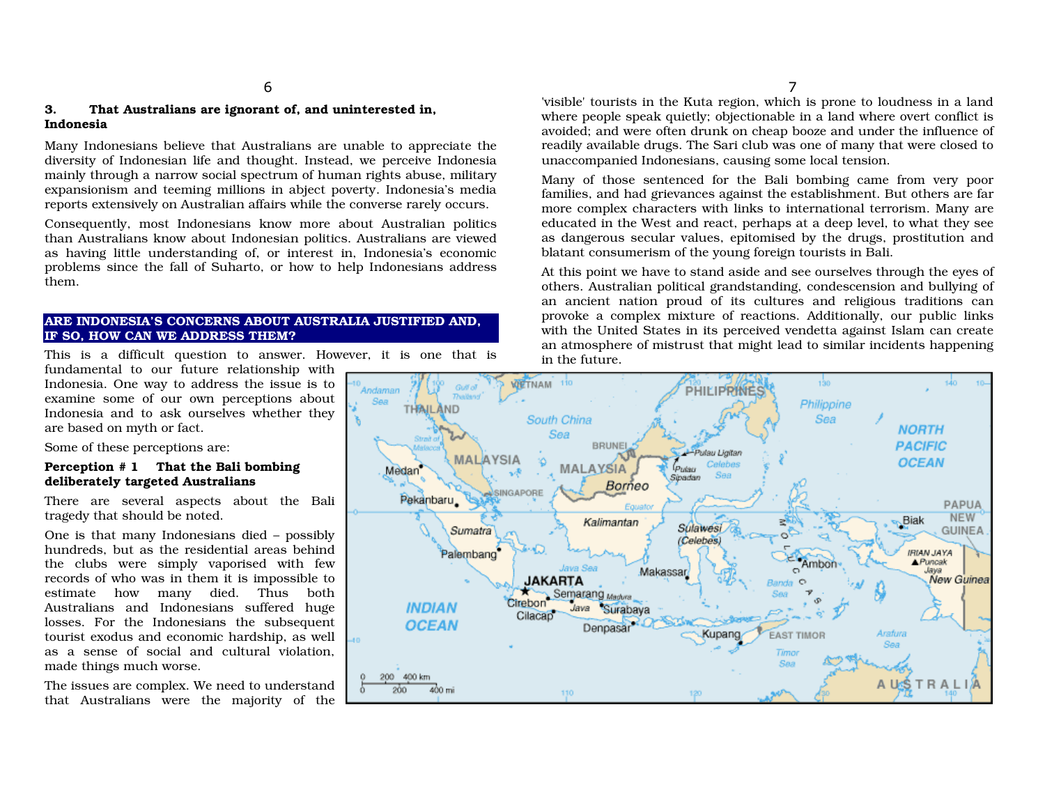### 3. That Australians are ignorant of, and uninterested in, Indonesia

Many Indonesians believe that Australians are unable to appreciate the diversity of Indonesian life and thought. Instead, we perceive Indonesia mainly through a narrow social spectrum of human rights abuse, military expansionism and teeming millions in abject poverty. Indonesia's media reports extensively on Australian affairs while the converse rarely occurs.

Consequently, most Indonesians know more about Australian politics than Australians know about Indonesian politics. Australians are viewed as having little understanding of, or interest in, Indonesia's economic problems since the fall of Suharto, or how to help Indonesians address them.

## ARE INDONESIA'S CONCERNS ABOUT AUSTRALIA JUSTIFIED AND, IF SO, HOW CAN WE ADDRESS THEM?

This is a difficult question to answer. However, it is one that is fundamental to our future relationship with Indonesia. One way to address the issue is to examine some of our own perceptions about Indonesia and to ask ourselves whether they are based on myth or fact.

Some of these perceptions are:

**Perception # 1 That the Bali bombing deliberately targeted Australians**

There are several aspects about the Bali tragedy that should be noted.

One is that many Indonesians died – possibly hundreds, but as the residential areas behind the clubs were simply vaporised with few records of who was in them it is impossible to estimate how many died. Thus both Australians and Indonesians suffered huge losses. For the Indonesians the subsequent tourist exodus and economic hardship, as well as a sense of social and cultural violation, made things much worse.

The issues are complex. We need to understand that Australians were the majority of the 'visible' tourists in the Kuta region, which is prone to loudness in a land where people speak quietly; objectionable in a land where overt conflict is avoided; and were often drunk on cheap booze and under the influence of readily available drugs. The Sari club was one of many that were closed to unaccompanied Indonesians, causing some local tension.

Many of those sentenced for the Bali bombing came from very poor families, and had grievances against the establishment. But others are far more complex characters with links to international terrorism. Many are educated in the West and react, perhaps at a deep level, to what they see as dangerous secular values, epitomised by the drugs, prostitution and blatant consumerism of the young foreign tourists in Bali.

At this point we have to stand aside and see ourselves through the eyes of others. Australian political grandstanding, condescension and bullying of an ancient nation proud of its cultures and religious traditions can provoke a complex mixture of reactions. Additionally, our public links with the United States in its perceived vendetta against Islam can create an atmosphere of mistrust that might lead to similar incidents happening in the future.